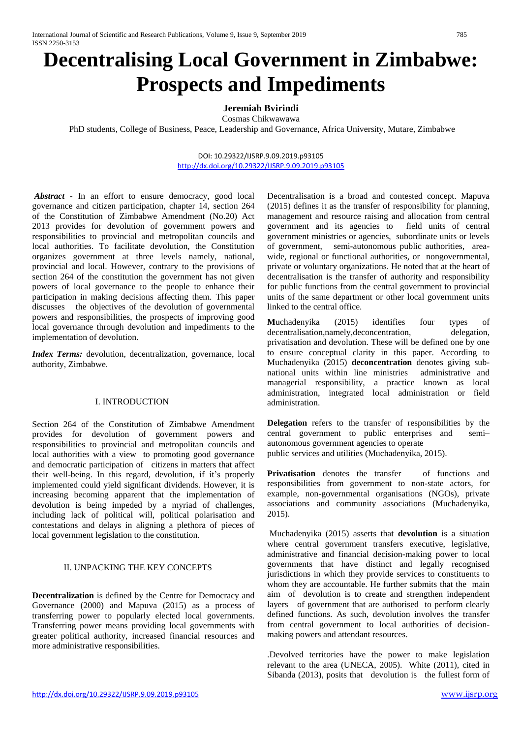# Decentralising Local Government in Zimbabwe: Prospects and Impediments

**Jeremiah Bvirindi**

Cosmas Chikwawawa

PhD students, College of Business, Peace, Leadership and Governance, Africa University, Mutare, Zimbabwe

DOI: 10.29322/IJSRP.9.09.2019.p93105
http://dx.doi.org/10.29322/IJSRP.9.09.2019.p93105

***Abstract*** - In an effort to ensure democracy, good local governance and citizen participation, chapter 14, section 264 of the Constitution of Zimbabwe Amendment (No.20) Act 2013 provides for devolution of government powers and responsibilities to provincial and metropolitan councils and local authorities. To facilitate devolution, the Constitution organizes government at three levels namely, national, provincial and local. However, contrary to the provisions of section 264 of the constitution the government has not given powers of local governance to the people to enhance their participation in making decisions affecting them. This paper discusses the objectives of the devolution of governmental powers and responsibilities, the prospects of improving good local governance through devolution and impediments to the implementation of devolution.

***Index Terms:*** devolution, decentralization, governance, local authority, Zimbabwe.

## I. INTRODUCTION

Section 264 of the Constitution of Zimbabwe Amendment provides for devolution of government powers and responsibilities to provincial and metropolitan councils and local authorities with a view to promoting good governance and democratic participation of citizens in matters that affect their well-being. In this regard, devolution, if it's properly implemented could yield significant dividends. However, it is increasing becoming apparent that the implementation of devolution is being impeded by a myriad of challenges, including lack of political will, political polarisation and contestations and delays in aligning a plethora of pieces of local government legislation to the constitution.

## II. UNPACKING THE KEY CONCEPTS

**Decentralization** is defined by the Centre for Democracy and Governance (2000) and Mapuva (2015) as a process of transferring power to popularly elected local governments. Transferring power means providing local governments with greater political authority, increased financial resources and more administrative responsibilities.

Decentralisation is a broad and contested concept. Mapuva (2015) defines it as the transfer of responsibility for planning, management and resource raising and allocation from central government and its agencies to field units of central government ministries or agencies, subordinate units or levels of government, semi-autonomous public authorities, area-wide, regional or functional authorities, or nongovernmental, private or voluntary organizations. He noted that at the heart of decentralisation is the transfer of authority and responsibility for public functions from the central government to provincial units of the same department or other local government units linked to the central office.

**M**uchadenyika (2015) identifies four types of decentralisation,namely,deconcentration, delegation, privatisation and devolution. These will be defined one by one to ensure conceptual clarity in this paper. According to Muchadenyika (2015) **deconcentration** denotes giving sub-national units within line ministries administrative and managerial responsibility, a practice known as local administration, integrated local administration or field administration.

**Delegation** refers to the transfer of responsibilities by the central government to public enterprises and semi–autonomous government agencies to operate public services and utilities (Muchadenyika, 2015).

**Privatisation** denotes the transfer of functions and responsibilities from government to non-state actors, for example, non-governmental organisations (NGOs), private associations and community associations (Muchadenyika, 2015).

Muchadenyika (2015) asserts that **devolution** is a situation where central government transfers executive, legislative, administrative and financial decision-making power to local governments that have distinct and legally recognised jurisdictions in which they provide services to constituents to whom they are accountable. He further submits that the main aim of devolution is to create and strengthen independent layers of government that are authorised to perform clearly defined functions. As such, devolution involves the transfer from central government to local authorities of decision-making powers and attendant resources.

.Devolved territories have the power to make legislation relevant to the area (UNECA, 2005). White (2011), cited in Sibanda (2013), posits that devolution is the fullest form of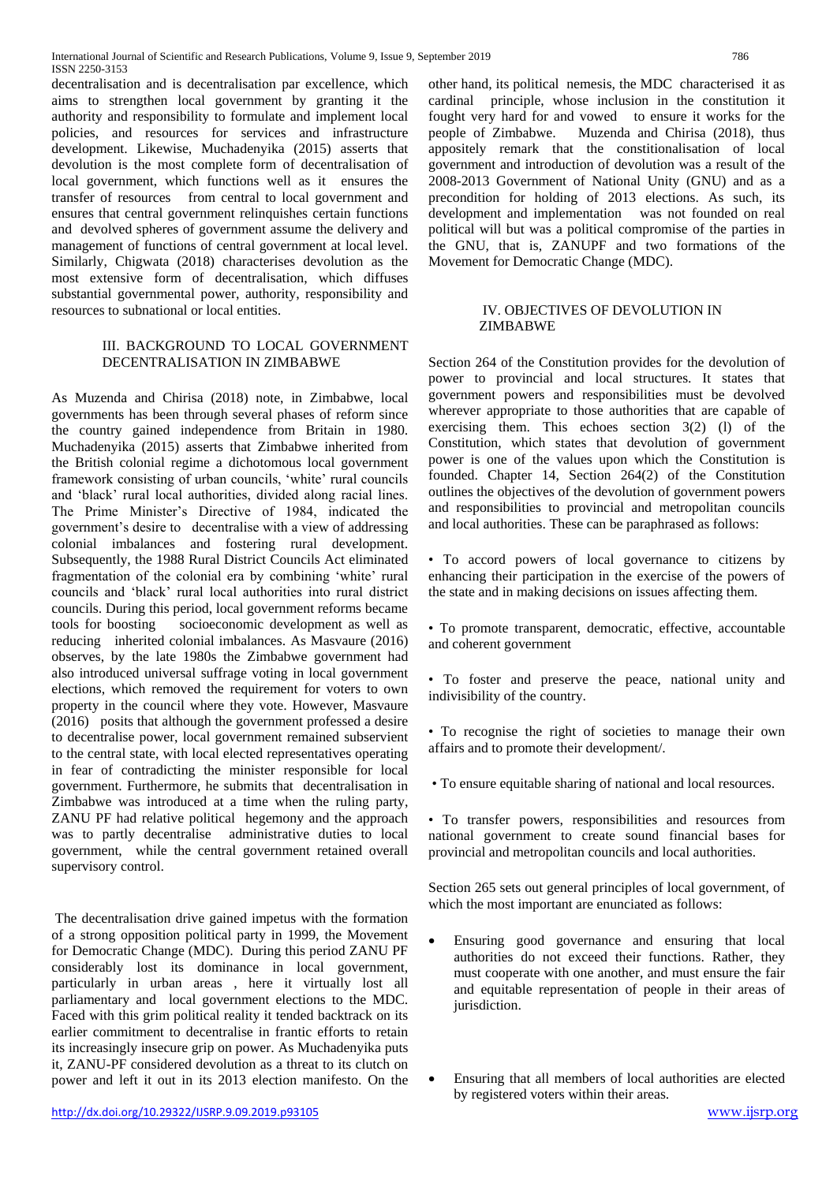decentralisation and is decentralisation par excellence, which aims to strengthen local government by granting it the authority and responsibility to formulate and implement local policies, and resources for services and infrastructure development. Likewise, Muchadenyika (2015) asserts that devolution is the most complete form of decentralisation of local government, which functions well as it ensures the transfer of resources from central to local government and ensures that central government relinquishes certain functions and devolved spheres of government assume the delivery and management of functions of central government at local level. Similarly, Chigwata (2018) characterises devolution as the most extensive form of decentralisation, which diffuses substantial governmental power, authority, responsibility and resources to subnational or local entities.

## III. BACKGROUND TO LOCAL GOVERNMENT DECENTRALISATION IN ZIMBABWE

As Muzenda and Chirisa (2018) note, in Zimbabwe, local governments has been through several phases of reform since the country gained independence from Britain in 1980. Muchadenyika (2015) asserts that Zimbabwe inherited from the British colonial regime a dichotomous local government framework consisting of urban councils, 'white' rural councils and 'black' rural local authorities, divided along racial lines. The Prime Minister's Directive of 1984, indicated the government's desire to decentralise with a view of addressing colonial imbalances and fostering rural development. Subsequently, the 1988 Rural District Councils Act eliminated fragmentation of the colonial era by combining 'white' rural councils and 'black' rural local authorities into rural district councils. During this period, local government reforms became tools for boosting socioeconomic development as well as reducing inherited colonial imbalances. As Masvaure (2016) observes, by the late 1980s the Zimbabwe government had also introduced universal suffrage voting in local government elections, which removed the requirement for voters to own property in the council where they vote. However, Masvaure (2016) posits that although the government professed a desire to decentralise power, local government remained subservient to the central state, with local elected representatives operating in fear of contradicting the minister responsible for local government. Furthermore, he submits that decentralisation in Zimbabwe was introduced at a time when the ruling party, ZANU PF had relative political hegemony and the approach was to partly decentralise administrative duties to local government, while the central government retained overall supervisory control.

The decentralisation drive gained impetus with the formation of a strong opposition political party in 1999, the Movement for Democratic Change (MDC). During this period ZANU PF considerably lost its dominance in local government, particularly in urban areas , here it virtually lost all parliamentary and local government elections to the MDC. Faced with this grim political reality it tended backtrack on its earlier commitment to decentralise in frantic efforts to retain its increasingly insecure grip on power. As Muchadenyika puts it, ZANU-PF considered devolution as a threat to its clutch on power and left it out in its 2013 election manifesto. On the other hand, its political nemesis, the MDC characterised it as cardinal principle, whose inclusion in the constitution it fought very hard for and vowed to ensure it works for the people of Zimbabwe. Muzenda and Chirisa (2018), thus appositely remark that the constitionalisation of local government and introduction of devolution was a result of the 2008-2013 Government of National Unity (GNU) and as a precondition for holding of 2013 elections. As such, its development and implementation was not founded on real political will but was a political compromise of the parties in the GNU, that is, ZANUPF and two formations of the Movement for Democratic Change (MDC).

## IV. OBJECTIVES OF DEVOLUTION IN ZIMBABWE

Section 264 of the Constitution provides for the devolution of power to provincial and local structures. It states that government powers and responsibilities must be devolved wherever appropriate to those authorities that are capable of exercising them. This echoes section 3(2) (l) of the Constitution, which states that devolution of government power is one of the values upon which the Constitution is founded. Chapter 14, Section 264(2) of the Constitution outlines the objectives of the devolution of government powers and responsibilities to provincial and metropolitan councils and local authorities. These can be paraphrased as follows:

• To accord powers of local governance to citizens by enhancing their participation in the exercise of the powers of the state and in making decisions on issues affecting them.

• To promote transparent, democratic, effective, accountable and coherent government

• To foster and preserve the peace, national unity and indivisibility of the country.

• To recognise the right of societies to manage their own affairs and to promote their development/.

• To ensure equitable sharing of national and local resources.

• To transfer powers, responsibilities and resources from national government to create sound financial bases for provincial and metropolitan councils and local authorities.

Section 265 sets out general principles of local government, of which the most important are enunciated as follows:

- Ensuring good governance and ensuring that local authorities do not exceed their functions. Rather, they must cooperate with one another, and must ensure the fair and equitable representation of people in their areas of jurisdiction.

- Ensuring that all members of local authorities are elected by registered voters within their areas.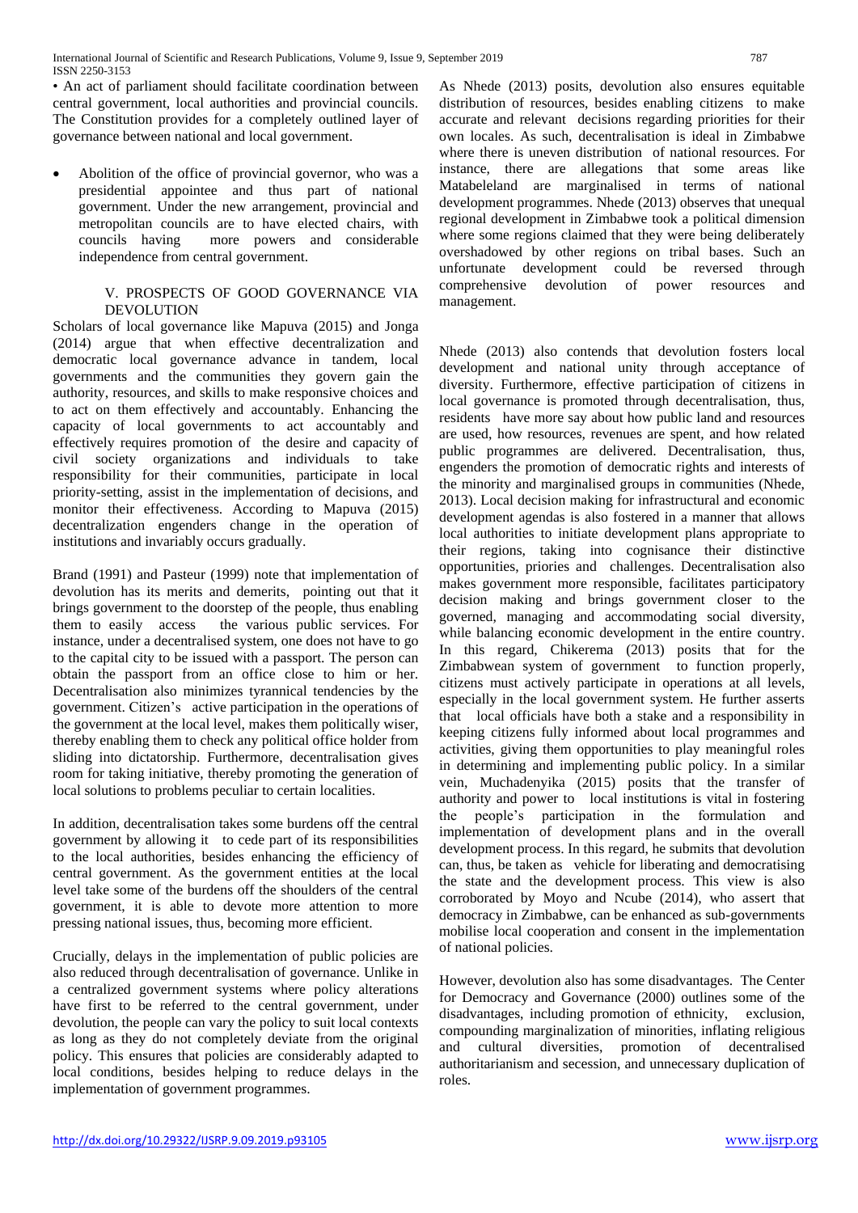• An act of parliament should facilitate coordination between central government, local authorities and provincial councils. The Constitution provides for a completely outlined layer of governance between national and local government.

- Abolition of the office of provincial governor, who was a presidential appointee and thus part of national government. Under the new arrangement, provincial and metropolitan councils are to have elected chairs, with councils having more powers and considerable independence from central government.

## V. PROSPECTS OF GOOD GOVERNANCE VIA DEVOLUTION

Scholars of local governance like Mapuva (2015) and Jonga (2014) argue that when effective decentralization and democratic local governance advance in tandem, local governments and the communities they govern gain the authority, resources, and skills to make responsive choices and to act on them effectively and accountably. Enhancing the capacity of local governments to act accountably and effectively requires promotion of the desire and capacity of civil society organizations and individuals to take responsibility for their communities, participate in local priority-setting, assist in the implementation of decisions, and monitor their effectiveness. According to Mapuva (2015) decentralization engenders change in the operation of institutions and invariably occurs gradually.

Brand (1991) and Pasteur (1999) note that implementation of devolution has its merits and demerits, pointing out that it brings government to the doorstep of the people, thus enabling them to easily access the various public services. For instance, under a decentralised system, one does not have to go to the capital city to be issued with a passport. The person can obtain the passport from an office close to him or her. Decentralisation also minimizes tyrannical tendencies by the government. Citizen's active participation in the operations of the government at the local level, makes them politically wiser, thereby enabling them to check any political office holder from sliding into dictatorship. Furthermore, decentralisation gives room for taking initiative, thereby promoting the generation of local solutions to problems peculiar to certain localities.

In addition, decentralisation takes some burdens off the central government by allowing it to cede part of its responsibilities to the local authorities, besides enhancing the efficiency of central government. As the government entities at the local level take some of the burdens off the shoulders of the central government, it is able to devote more attention to more pressing national issues, thus, becoming more efficient.

Crucially, delays in the implementation of public policies are also reduced through decentralisation of governance. Unlike in a centralized government systems where policy alterations have first to be referred to the central government, under devolution, the people can vary the policy to suit local contexts as long as they do not completely deviate from the original policy. This ensures that policies are considerably adapted to local conditions, besides helping to reduce delays in the implementation of government programmes.

As Nhede (2013) posits, devolution also ensures equitable distribution of resources, besides enabling citizens to make accurate and relevant decisions regarding priorities for their own locales. As such, decentralisation is ideal in Zimbabwe where there is uneven distribution of national resources. For instance, there are allegations that some areas like Matabeleland are marginalised in terms of national development programmes. Nhede (2013) observes that unequal regional development in Zimbabwe took a political dimension where some regions claimed that they were being deliberately overshadowed by other regions on tribal bases. Such an unfortunate development could be reversed through comprehensive devolution of power resources and management.

Nhede (2013) also contends that devolution fosters local development and national unity through acceptance of diversity. Furthermore, effective participation of citizens in local governance is promoted through decentralisation, thus, residents have more say about how public land and resources are used, how resources, revenues are spent, and how related public programmes are delivered. Decentralisation, thus, engenders the promotion of democratic rights and interests of the minority and marginalised groups in communities (Nhede, 2013). Local decision making for infrastructural and economic development agendas is also fostered in a manner that allows local authorities to initiate development plans appropriate to their regions, taking into cognisance their distinctive opportunities, priories and challenges. Decentralisation also makes government more responsible, facilitates participatory decision making and brings government closer to the governed, managing and accommodating social diversity, while balancing economic development in the entire country. In this regard, Chikerema (2013) posits that for the Zimbabwean system of government to function properly, citizens must actively participate in operations at all levels, especially in the local government system. He further asserts that local officials have both a stake and a responsibility in keeping citizens fully informed about local programmes and activities, giving them opportunities to play meaningful roles in determining and implementing public policy. In a similar vein, Muchadenyika (2015) posits that the transfer of authority and power to local institutions is vital in fostering the people's participation in the formulation and implementation of development plans and in the overall development process. In this regard, he submits that devolution can, thus, be taken as vehicle for liberating and democratising the state and the development process. This view is also corroborated by Moyo and Ncube (2014), who assert that democracy in Zimbabwe, can be enhanced as sub-governments mobilise local cooperation and consent in the implementation of national policies.

However, devolution also has some disadvantages. The Center for Democracy and Governance (2000) outlines some of the disadvantages, including promotion of ethnicity, exclusion, compounding marginalization of minorities, inflating religious and cultural diversities, promotion of decentralised authoritarianism and secession, and unnecessary duplication of roles.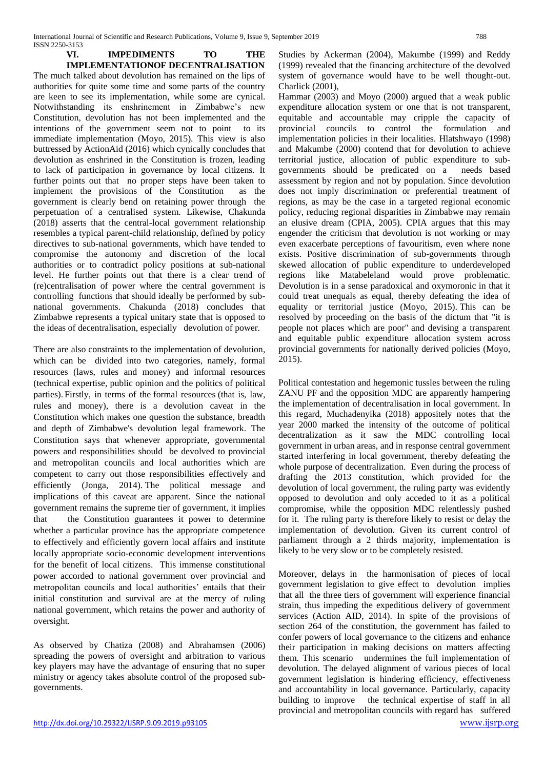## VI. IMPEDIMENTS TO THE IMPLEMENTATIONOF DECENTRALISATION

The much talked about devolution has remained on the lips of authorities for quite some time and some parts of the country are keen to see its implementation, while some are cynical. Notwithstanding its enshrinement in Zimbabwe's new Constitution, devolution has not been implemented and the intentions of the government seem not to point to its immediate implementation (Moyo, 2015). This view is also buttressed by ActionAid (2016) which cynically concludes that devolution as enshrined in the Constitution is frozen, leading to lack of participation in governance by local citizens. It further points out that no proper steps have been taken to implement the provisions of the Constitution as the government is clearly bend on retaining power through the perpetuation of a centralised system. Likewise, Chakunda (2018) asserts that the central-local government relationship resembles a typical parent-child relationship, defined by policy directives to sub-national governments, which have tended to compromise the autonomy and discretion of the local authorities or to contradict policy positions at sub-national level. He further points out that there is a clear trend of (re)centralisation of power where the central government is controlling functions that should ideally be performed by sub-national governments. Chakunda (2018) concludes that Zimbabwe represents a typical unitary state that is opposed to the ideas of decentralisation, especially devolution of power.

There are also constraints to the implementation of devolution, which can be divided into two categories, namely, formal resources (laws, rules and money) and informal resources (technical expertise, public opinion and the politics of political parties). Firstly, in terms of the formal resources (that is, law, rules and money), there is a devolution caveat in the Constitution which makes one question the substance, breadth and depth of Zimbabwe's devolution legal framework. The Constitution says that whenever appropriate, governmental powers and responsibilities should be devolved to provincial and metropolitan councils and local authorities which are competent to carry out those responsibilities effectively and efficiently (Jonga, 2014). The political message and implications of this caveat are apparent. Since the national government remains the supreme tier of government, it implies that the Constitution guarantees it power to determine whether a particular province has the appropriate competence to effectively and efficiently govern local affairs and institute locally appropriate socio-economic development interventions for the benefit of local citizens. This immense constitutional power accorded to national government over provincial and metropolitan councils and local authorities' entails that their initial constitution and survival are at the mercy of ruling national government, which retains the power and authority of oversight.

As observed by Chatiza (2008) and Abrahamsen (2006) spreading the powers of oversight and arbitration to various key players may have the advantage of ensuring that no super ministry or agency takes absolute control of the proposed sub-governments.

Studies by Ackerman (2004), Makumbe (1999) and Reddy (1999) revealed that the financing architecture of the devolved system of governance would have to be well thought-out. Charlick (2001),

Hammar (2003) and Moyo (2000) argued that a weak public expenditure allocation system or one that is not transparent, equitable and accountable may cripple the capacity of provincial councils to control the formulation and implementation policies in their localities. Hlatshwayo (1998) and Makumbe (2000) contend that for devolution to achieve territorial justice, allocation of public expenditure to sub-governments should be predicated on a needs based assessment by region and not by population. Since devolution does not imply discrimination or preferential treatment of regions, as may be the case in a targeted regional economic policy, reducing regional disparities in Zimbabwe may remain an elusive dream (CPIA, 2005). CPIA argues that this may engender the criticism that devolution is not working or may even exacerbate perceptions of favouritism, even where none exists. Positive discrimination of sub-governments through skewed allocation of public expenditure to underdeveloped regions like Matabeleland would prove problematic. Devolution is in a sense paradoxical and oxymoronic in that it could treat unequals as equal, thereby defeating the idea of equality or territorial justice (Moyo, 2015). This can be resolved by proceeding on the basis of the dictum that "it is people not places which are poor" and devising a transparent and equitable public expenditure allocation system across provincial governments for nationally derived policies (Moyo, 2015).

Political contestation and hegemonic tussles between the ruling ZANU PF and the opposition MDC are apparently hampering the implementation of decentralisation in local government. In this regard, Muchadenyika (2018) appositely notes that the year 2000 marked the intensity of the outcome of political decentralization as it saw the MDC controlling local government in urban areas, and in response central government started interfering in local government, thereby defeating the whole purpose of decentralization. Even during the process of drafting the 2013 constitution, which provided for the devolution of local government, the ruling party was evidently opposed to devolution and only acceded to it as a political compromise, while the opposition MDC relentlessly pushed for it. The ruling party is therefore likely to resist or delay the implementation of devolution. Given its current control of parliament through a 2 thirds majority, implementation is likely to be very slow or to be completely resisted.

Moreover, delays in the harmonisation of pieces of local government legislation to give effect to devolution implies that all the three tiers of government will experience financial strain, thus impeding the expeditious delivery of government services (Action AID, 2014). In spite of the provisions of section 264 of the constitution, the government has failed to confer powers of local governance to the citizens and enhance their participation in making decisions on matters affecting them. This scenario undermines the full implementation of devolution. The delayed alignment of various pieces of local government legislation is hindering efficiency, effectiveness and accountability in local governance. Particularly, capacity building to improve the technical expertise of staff in all provincial and metropolitan councils with regard has suffered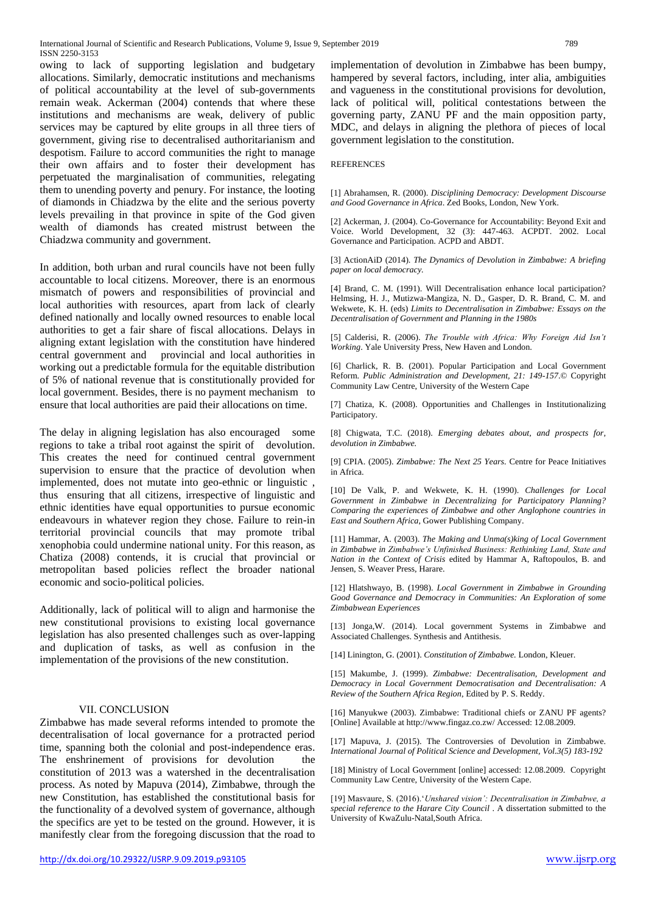owing to lack of supporting legislation and budgetary allocations. Similarly, democratic institutions and mechanisms of political accountability at the level of sub-governments remain weak. Ackerman (2004) contends that where these institutions and mechanisms are weak, delivery of public services may be captured by elite groups in all three tiers of government, giving rise to decentralised authoritarianism and despotism. Failure to accord communities the right to manage their own affairs and to foster their development has perpetuated the marginalisation of communities, relegating them to unending poverty and penury. For instance, the looting of diamonds in Chiadzwa by the elite and the serious poverty levels prevailing in that province in spite of the God given wealth of diamonds has created mistrust between the Chiadzwa community and government.

In addition, both urban and rural councils have not been fully accountable to local citizens. Moreover, there is an enormous mismatch of powers and responsibilities of provincial and local authorities with resources, apart from lack of clearly defined nationally and locally owned resources to enable local authorities to get a fair share of fiscal allocations. Delays in aligning extant legislation with the constitution have hindered central government and provincial and local authorities in working out a predictable formula for the equitable distribution of 5% of national revenue that is constitutionally provided for local government. Besides, there is no payment mechanism to ensure that local authorities are paid their allocations on time.

The delay in aligning legislation has also encouraged some regions to take a tribal root against the spirit of devolution. This creates the need for continued central government supervision to ensure that the practice of devolution when implemented, does not mutate into geo-ethnic or linguistic , thus ensuring that all citizens, irrespective of linguistic and ethnic identities have equal opportunities to pursue economic endeavours in whatever region they chose. Failure to rein-in territorial provincial councils that may promote tribal xenophobia could undermine national unity. For this reason, as Chatiza (2008) contends, it is crucial that provincial or metropolitan based policies reflect the broader national economic and socio-political policies.

Additionally, lack of political will to align and harmonise the new constitutional provisions to existing local governance legislation has also presented challenges such as over-lapping and duplication of tasks, as well as confusion in the implementation of the provisions of the new constitution.

## VII. CONCLUSION

Zimbabwe has made several reforms intended to promote the decentralisation of local governance for a protracted period time, spanning both the colonial and post-independence eras. The enshrinement of provisions for devolution the constitution of 2013 was a watershed in the decentralisation process. As noted by Mapuva (2014), Zimbabwe, through the new Constitution, has established the constitutional basis for the functionality of a devolved system of governance, although the specifics are yet to be tested on the ground. However, it is manifestly clear from the foregoing discussion that the road to implementation of devolution in Zimbabwe has been bumpy, hampered by several factors, including, inter alia, ambiguities and vagueness in the constitutional provisions for devolution, lack of political will, political contestations between the governing party, ZANU PF and the main opposition party, MDC, and delays in aligning the plethora of pieces of local government legislation to the constitution.

## REFERENCES

[1] Abrahamsen, R. (2000). *Disciplining Democracy: Development Discourse and Good Governance in Africa*. Zed Books, London, New York.

[2] Ackerman, J. (2004). Co-Governance for Accountability: Beyond Exit and Voice. World Development, 32 (3): 447-463. ACPDT. 2002. Local Governance and Participation. ACPD and ABDT.

[3] ActionAiD (2014). *The Dynamics of Devolution in Zimbabwe: A briefing paper on local democracy.*

[4] Brand, C. M. (1991). Will Decentralisation enhance local participation? Helmsing, H. J., Mutizwa-Mangiza, N. D., Gasper, D. R. Brand, C. M. and Wekwete, K. H. (eds) *Limits to Decentralisation in Zimbabwe: Essays on the Decentralisation of Government and Planning in the 1980s*

[5] Calderisi, R. (2006). *The Trouble with Africa: Why Foreign Aid Isn't Working*. Yale University Press, New Haven and London.

[6] Charlick, R. B. (2001). Popular Participation and Local Government Reform. *Public Administration and Development, 21: 149-157*.© Copyright Community Law Centre, University of the Western Cape

[7] Chatiza, K. (2008). Opportunities and Challenges in Institutionalizing Participatory.

[8] Chigwata, T.C. (2018). *Emerging debates about, and prospects for, devolution in Zimbabwe.*

[9] CPIA. (2005). *Zimbabwe: The Next 25 Years.* Centre for Peace Initiatives in Africa.

[10] De Valk, P. and Wekwete, K. H. (1990). *Challenges for Local Government in Zimbabwe in Decentralizing for Participatory Planning? Comparing the experiences of Zimbabwe and other Anglophone countries in East and Southern Africa*, Gower Publishing Company.

[11] Hammar, A. (2003). *The Making and Unma(s)king of Local Government in Zimbabwe in Zimbabwe's Unfinished Business: Rethinking Land, State and Nation in the Context of Crisis* edited by Hammar A, Raftopoulos, B. and Jensen, S. Weaver Press, Harare.

[12] Hlatshwayo, B. (1998). *Local Government in Zimbabwe in Grounding Good Governance and Democracy in Communities: An Exploration of some Zimbabwean Experiences*

[13] Jonga,W. (2014). Local government Systems in Zimbabwe and Associated Challenges. Synthesis and Antithesis.

[14] Linington, G. (2001). *Constitution of Zimbabwe.* London, Kleuer.

[15] Makumbe, J. (1999). *Zimbabwe: Decentralisation, Development and Democracy in Local Government Democratisation and Decentralisation: A Review of the Southern Africa Region*, Edited by P. S. Reddy.

[16] Manyukwe (2003). Zimbabwe: Traditional chiefs or ZANU PF agents? [Online] Available at http://www.fingaz.co.zw/ Accessed: 12.08.2009.

[17] Mapuva, J. (2015). The Controversies of Devolution in Zimbabwe. *International Journal of Political Science and Development, Vol.3(5) 183-192*

[18] Ministry of Local Government [online] accessed: 12.08.2009. Copyright Community Law Centre, University of the Western Cape.

[19] Masvaure, S. (2016).'*Unshared vision': Decentralisation in Zimbabwe, a special reference to the Harare City Council* . A dissertation submitted to the University of KwaZulu-Natal,South Africa.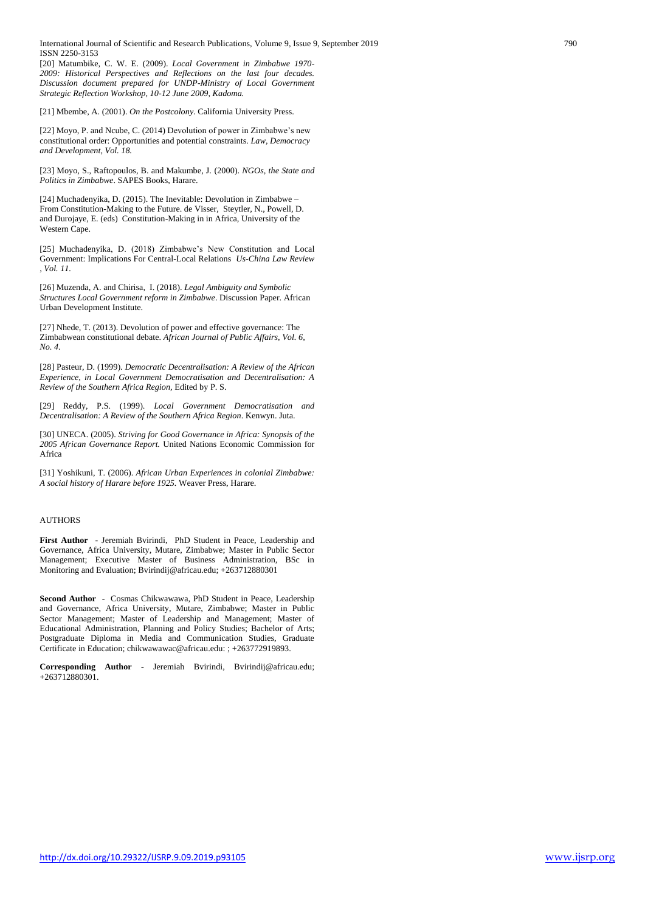[20] Matumbike, C. W. E. (2009). *Local Government in Zimbabwe 1970-2009: Historical Perspectives and Reflections on the last four decades. Discussion document prepared for UNDP-Ministry of Local Government Strategic Reflection Workshop, 10-12 June 2009, Kadoma.*

[21] Mbembe, A. (2001). *On the Postcolony.* California University Press.

[22] Moyo, P. and Ncube, C. (2014) Devolution of power in Zimbabwe's new constitutional order: Opportunities and potential constraints. *Law, Democracy and Development, Vol. 18.*

[23] Moyo, S., Raftopoulos, B. and Makumbe, J. (2000). *NGOs, the State and Politics in Zimbabwe*. SAPES Books, Harare.

[24] Muchadenyika, D. (2015). The Inevitable: Devolution in Zimbabwe – From Constitution-Making to the Future. de Visser, Steytler, N., Powell, D. and Durojaye, E. (eds) Constitution-Making in in Africa, University of the Western Cape.

[25] Muchadenyika, D. (2018) Zimbabwe's New Constitution and Local Government: Implications For Central-Local Relations *Us-China Law Review , Vol. 11.*

[26] Muzenda, A. and Chirisa, I. (2018). *Legal Ambiguity and Symbolic Structures Local Government reform in Zimbabwe*. Discussion Paper. African Urban Development Institute.

[27] Nhede, T. (2013). Devolution of power and effective governance: The Zimbabwean constitutional debate. *African Journal of Public Affairs, Vol. 6, No. 4.*

[28] Pasteur, D. (1999). *Democratic Decentralisation: A Review of the African Experience, in Local Government Democratisation and Decentralisation: A Review of the Southern Africa Region,* Edited by P. S.

[29] Reddy, P.S. (1999). *Local Government Democratisation and Decentralisation: A Review of the Southern Africa Region*. Kenwyn. Juta.

[30] UNECA. (2005). *Striving for Good Governance in Africa: Synopsis of the 2005 African Governance Report.* United Nations Economic Commission for Africa

[31] Yoshikuni, T. (2006). *African Urban Experiences in colonial Zimbabwe: A social history of Harare before 1925.* Weaver Press, Harare.

AUTHORS

**First Author** - Jeremiah Bvirindi, PhD Student in Peace, Leadership and Governance, Africa University, Mutare, Zimbabwe; Master in Public Sector Management; Executive Master of Business Administration, BSc in Monitoring and Evaluation; Bvirindij@africau.edu; +263712880301

**Second Author** - Cosmas Chikwawawa, PhD Student in Peace, Leadership and Governance, Africa University, Mutare, Zimbabwe; Master in Public Sector Management; Master of Leadership and Management; Master of Educational Administration, Planning and Policy Studies; Bachelor of Arts; Postgraduate Diploma in Media and Communication Studies, Graduate Certificate in Education; chikwawawac@africau.edu: ; +263772919893.

**Corresponding Author** - Jeremiah Bvirindi, Bvirindij@africau.edu; +263712880301.